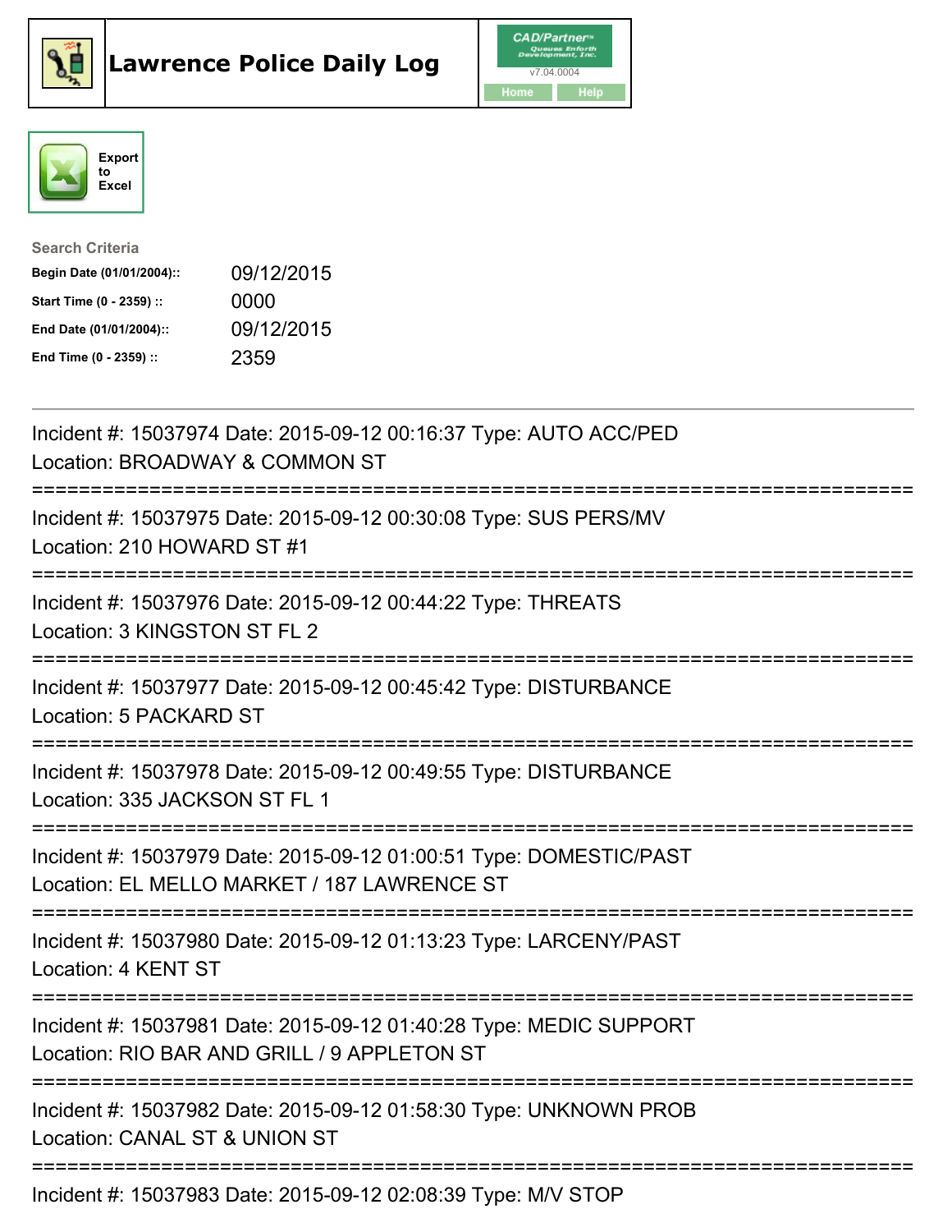# Lawrence Police Daily Log

Export to Excel

**Search Criteria**

| | |
|---|---|
| **Begin Date (01/01/2004)::** | 09/12/2015 |
| **Start Time (0 - 2359) ::** | 0000 |
| **End Date (01/01/2004)::** | 09/12/2015 |
| **End Time (0 - 2359) ::** | 2359 |

---

Incident #: 15037974 Date: 2015-09-12 00:16:37 Type: AUTO ACC/PED
Location: BROADWAY & COMMON ST

===========================================================================

Incident #: 15037975 Date: 2015-09-12 00:30:08 Type: SUS PERS/MV
Location: 210 HOWARD ST #1

===========================================================================

Incident #: 15037976 Date: 2015-09-12 00:44:22 Type: THREATS
Location: 3 KINGSTON ST FL 2

===========================================================================

Incident #: 15037977 Date: 2015-09-12 00:45:42 Type: DISTURBANCE
Location: 5 PACKARD ST

===========================================================================

Incident #: 15037978 Date: 2015-09-12 00:49:55 Type: DISTURBANCE
Location: 335 JACKSON ST FL 1

===========================================================================

Incident #: 15037979 Date: 2015-09-12 01:00:51 Type: DOMESTIC/PAST
Location: EL MELLO MARKET / 187 LAWRENCE ST

===========================================================================

Incident #: 15037980 Date: 2015-09-12 01:13:23 Type: LARCENY/PAST
Location: 4 KENT ST

===========================================================================

Incident #: 15037981 Date: 2015-09-12 01:40:28 Type: MEDIC SUPPORT
Location: RIO BAR AND GRILL / 9 APPLETON ST

===========================================================================

Incident #: 15037982 Date: 2015-09-12 01:58:30 Type: UNKNOWN PROB
Location: CANAL ST & UNION ST

===========================================================================

Incident #: 15037983 Date: 2015-09-12 02:08:39 Type: M/V STOP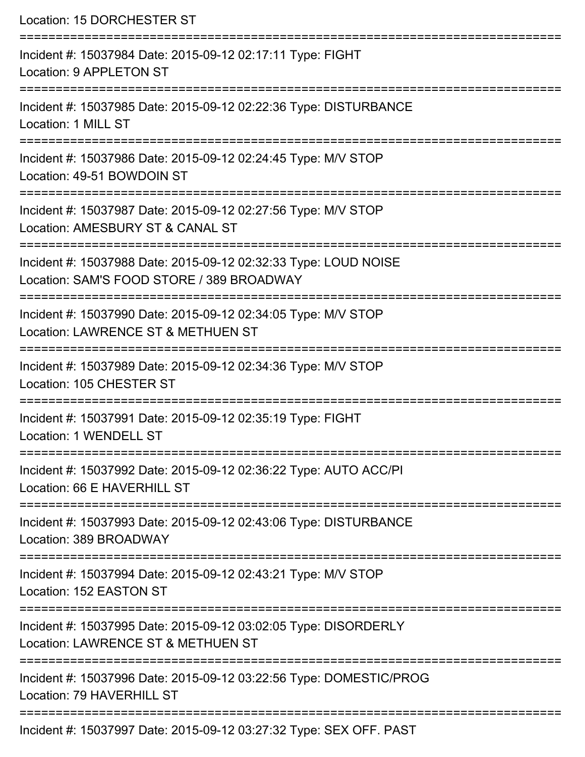Location: 15 DORCHESTER ST

===========================================================================

Incident #: 15037984 Date: 2015-09-12 02:17:11 Type: FIGHT
Location: 9 APPLETON ST

===========================================================================

Incident #: 15037985 Date: 2015-09-12 02:22:36 Type: DISTURBANCE
Location: 1 MILL ST

===========================================================================

Incident #: 15037986 Date: 2015-09-12 02:24:45 Type: M/V STOP
Location: 49-51 BOWDOIN ST

===========================================================================

Incident #: 15037987 Date: 2015-09-12 02:27:56 Type: M/V STOP
Location: AMESBURY ST & CANAL ST

===========================================================================

Incident #: 15037988 Date: 2015-09-12 02:32:33 Type: LOUD NOISE
Location: SAM'S FOOD STORE / 389 BROADWAY

===========================================================================

Incident #: 15037990 Date: 2015-09-12 02:34:05 Type: M/V STOP
Location: LAWRENCE ST & METHUEN ST

===========================================================================

Incident #: 15037989 Date: 2015-09-12 02:34:36 Type: M/V STOP
Location: 105 CHESTER ST

===========================================================================

Incident #: 15037991 Date: 2015-09-12 02:35:19 Type: FIGHT
Location: 1 WENDELL ST

===========================================================================

Incident #: 15037992 Date: 2015-09-12 02:36:22 Type: AUTO ACC/PI
Location: 66 E HAVERHILL ST

===========================================================================

Incident #: 15037993 Date: 2015-09-12 02:43:06 Type: DISTURBANCE
Location: 389 BROADWAY

===========================================================================

Incident #: 15037994 Date: 2015-09-12 02:43:21 Type: M/V STOP
Location: 152 EASTON ST

===========================================================================

Incident #: 15037995 Date: 2015-09-12 03:02:05 Type: DISORDERLY
Location: LAWRENCE ST & METHUEN ST

===========================================================================

Incident #: 15037996 Date: 2015-09-12 03:22:56 Type: DOMESTIC/PROG
Location: 79 HAVERHILL ST

===========================================================================

Incident #: 15037997 Date: 2015-09-12 03:27:32 Type: SEX OFF. PAST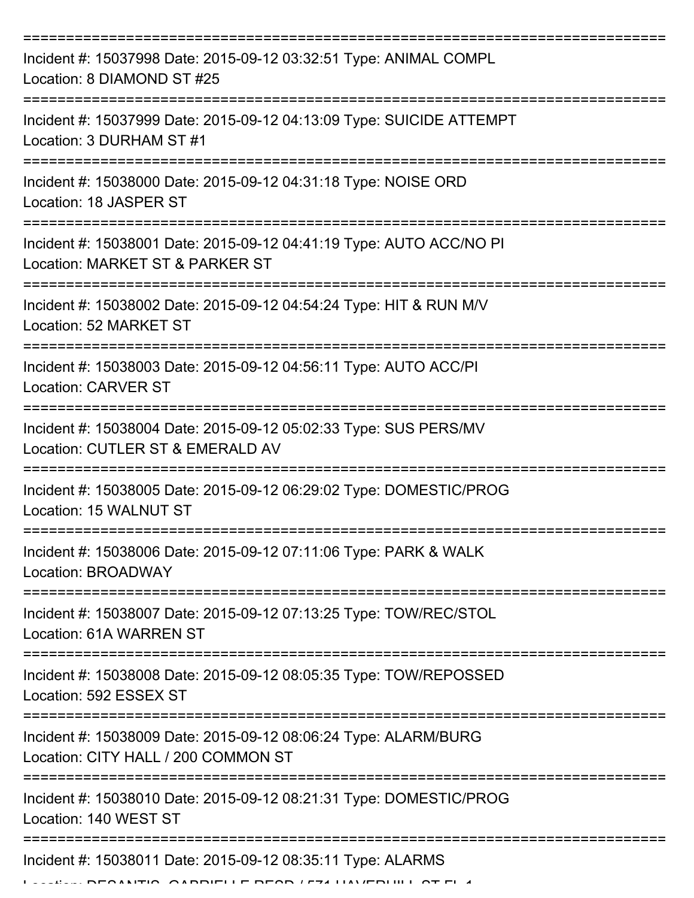===========================================================================

Incident #: 15037998 Date: 2015-09-12 03:32:51 Type: ANIMAL COMPL

Location: 8 DIAMOND ST #25

===========================================================================

Incident #: 15037999 Date: 2015-09-12 04:13:09 Type: SUICIDE ATTEMPT

Location: 3 DURHAM ST #1

===========================================================================

Incident #: 15038000 Date: 2015-09-12 04:31:18 Type: NOISE ORD

Location: 18 JASPER ST

===========================================================================

Incident #: 15038001 Date: 2015-09-12 04:41:19 Type: AUTO ACC/NO PI

Location: MARKET ST & PARKER ST

===========================================================================

Incident #: 15038002 Date: 2015-09-12 04:54:24 Type: HIT & RUN M/V

Location: 52 MARKET ST

===========================================================================

Incident #: 15038003 Date: 2015-09-12 04:56:11 Type: AUTO ACC/PI

Location: CARVER ST

===========================================================================

Incident #: 15038004 Date: 2015-09-12 05:02:33 Type: SUS PERS/MV

Location: CUTLER ST & EMERALD AV

===========================================================================

Incident #: 15038005 Date: 2015-09-12 06:29:02 Type: DOMESTIC/PROG

Location: 15 WALNUT ST

===========================================================================

Incident #: 15038006 Date: 2015-09-12 07:11:06 Type: PARK & WALK

Location: BROADWAY

===========================================================================

Incident #: 15038007 Date: 2015-09-12 07:13:25 Type: TOW/REC/STOL

Location: 61A WARREN ST

===========================================================================

Incident #: 15038008 Date: 2015-09-12 08:05:35 Type: TOW/REPOSSED

Location: 592 ESSEX ST

===========================================================================

Incident #: 15038009 Date: 2015-09-12 08:06:24 Type: ALARM/BURG

Location: CITY HALL / 200 COMMON ST

===========================================================================

Incident #: 15038010 Date: 2015-09-12 08:21:31 Type: DOMESTIC/PROG

Location: 140 WEST ST

===========================================================================

Incident #: 15038011 Date: 2015-09-12 08:35:11 Type: ALARMS

Location: DESANTIS, GABRIELLE RESD / 571 HAVERHILL ST FL 1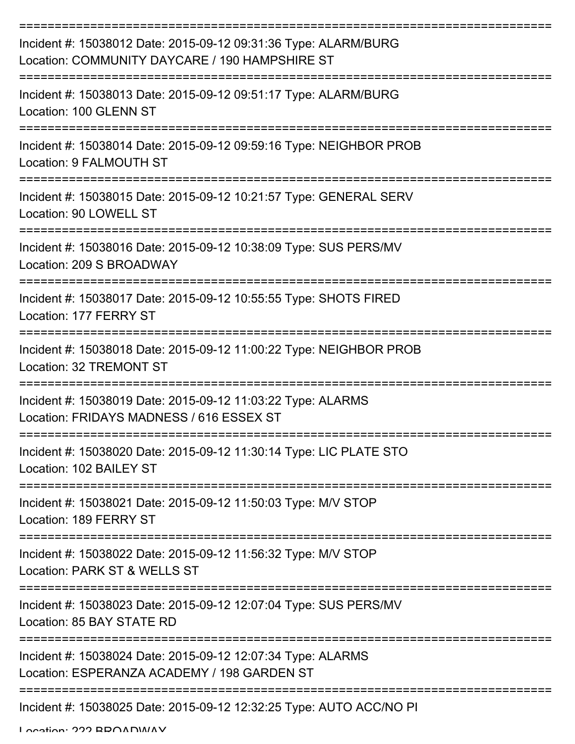===========================================================================

Incident #: 15038012 Date: 2015-09-12 09:31:36 Type: ALARM/BURG
Location: COMMUNITY DAYCARE / 190 HAMPSHIRE ST

===========================================================================

Incident #: 15038013 Date: 2015-09-12 09:51:17 Type: ALARM/BURG
Location: 100 GLENN ST

===========================================================================

Incident #: 15038014 Date: 2015-09-12 09:59:16 Type: NEIGHBOR PROB
Location: 9 FALMOUTH ST

===========================================================================

Incident #: 15038015 Date: 2015-09-12 10:21:57 Type: GENERAL SERV
Location: 90 LOWELL ST

===========================================================================

Incident #: 15038016 Date: 2015-09-12 10:38:09 Type: SUS PERS/MV
Location: 209 S BROADWAY

===========================================================================

Incident #: 15038017 Date: 2015-09-12 10:55:55 Type: SHOTS FIRED
Location: 177 FERRY ST

===========================================================================

Incident #: 15038018 Date: 2015-09-12 11:00:22 Type: NEIGHBOR PROB
Location: 32 TREMONT ST

===========================================================================

Incident #: 15038019 Date: 2015-09-12 11:03:22 Type: ALARMS
Location: FRIDAYS MADNESS / 616 ESSEX ST

===========================================================================

Incident #: 15038020 Date: 2015-09-12 11:30:14 Type: LIC PLATE STO
Location: 102 BAILEY ST

===========================================================================

Incident #: 15038021 Date: 2015-09-12 11:50:03 Type: M/V STOP
Location: 189 FERRY ST

===========================================================================

Incident #: 15038022 Date: 2015-09-12 11:56:32 Type: M/V STOP
Location: PARK ST & WELLS ST

===========================================================================

Incident #: 15038023 Date: 2015-09-12 12:07:04 Type: SUS PERS/MV
Location: 85 BAY STATE RD

===========================================================================

Incident #: 15038024 Date: 2015-09-12 12:07:34 Type: ALARMS
Location: ESPERANZA ACADEMY / 198 GARDEN ST

===========================================================================

Incident #: 15038025 Date: 2015-09-12 12:32:25 Type: AUTO ACC/NO PI
Location: 222 BROADWAY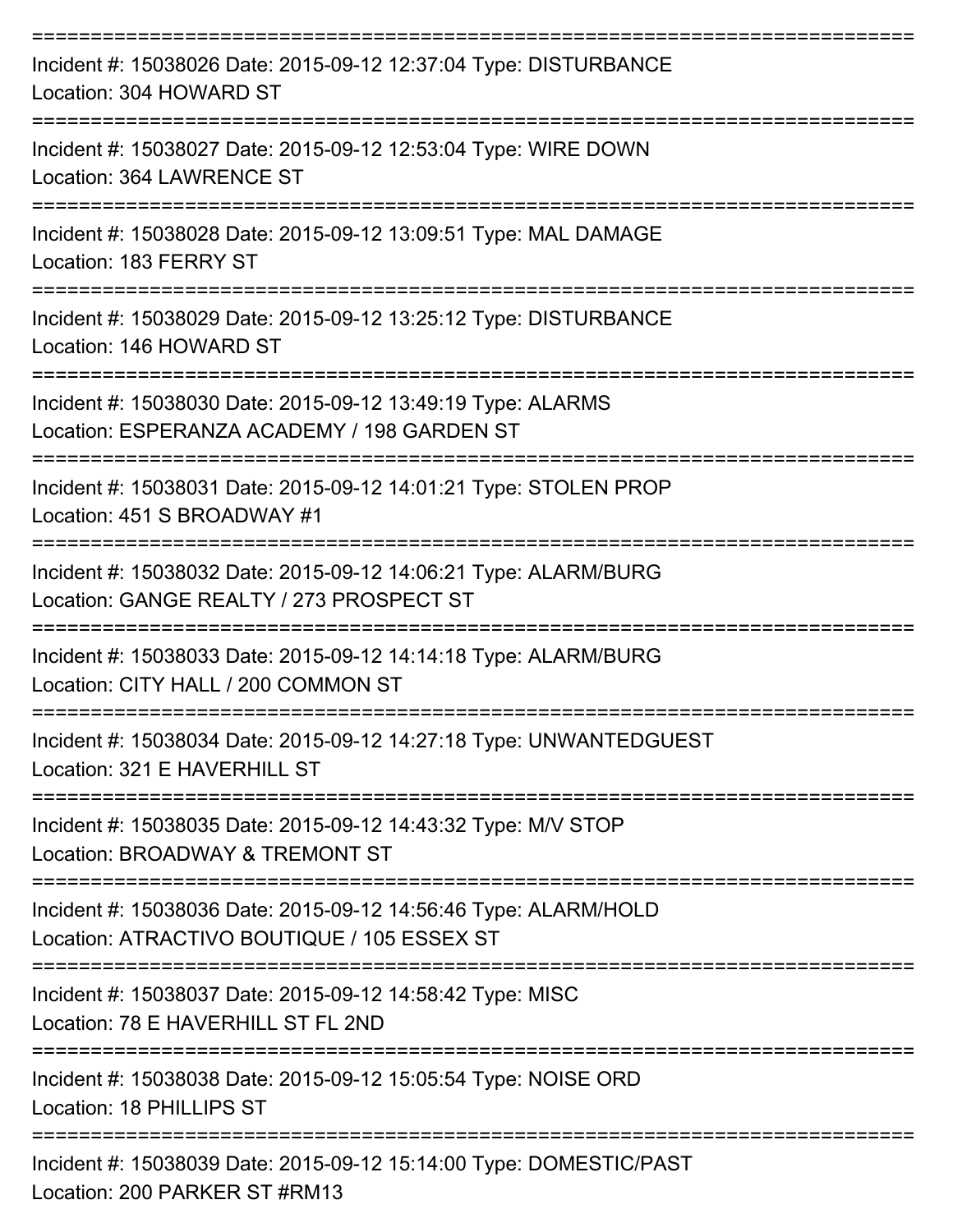===========================================================================

Incident #: 15038026 Date: 2015-09-12 12:37:04 Type: DISTURBANCE
Location: 304 HOWARD ST

===========================================================================

Incident #: 15038027 Date: 2015-09-12 12:53:04 Type: WIRE DOWN
Location: 364 LAWRENCE ST

===========================================================================

Incident #: 15038028 Date: 2015-09-12 13:09:51 Type: MAL DAMAGE
Location: 183 FERRY ST

===========================================================================

Incident #: 15038029 Date: 2015-09-12 13:25:12 Type: DISTURBANCE
Location: 146 HOWARD ST

===========================================================================

Incident #: 15038030 Date: 2015-09-12 13:49:19 Type: ALARMS
Location: ESPERANZA ACADEMY / 198 GARDEN ST

===========================================================================

Incident #: 15038031 Date: 2015-09-12 14:01:21 Type: STOLEN PROP
Location: 451 S BROADWAY #1

===========================================================================

Incident #: 15038032 Date: 2015-09-12 14:06:21 Type: ALARM/BURG
Location: GANGE REALTY / 273 PROSPECT ST

===========================================================================

Incident #: 15038033 Date: 2015-09-12 14:14:18 Type: ALARM/BURG
Location: CITY HALL / 200 COMMON ST

===========================================================================

Incident #: 15038034 Date: 2015-09-12 14:27:18 Type: UNWANTEDGUEST
Location: 321 E HAVERHILL ST

===========================================================================

Incident #: 15038035 Date: 2015-09-12 14:43:32 Type: M/V STOP
Location: BROADWAY & TREMONT ST

===========================================================================

Incident #: 15038036 Date: 2015-09-12 14:56:46 Type: ALARM/HOLD
Location: ATRACTIVO BOUTIQUE / 105 ESSEX ST

===========================================================================

Incident #: 15038037 Date: 2015-09-12 14:58:42 Type: MISC
Location: 78 E HAVERHILL ST FL 2ND

===========================================================================

Incident #: 15038038 Date: 2015-09-12 15:05:54 Type: NOISE ORD
Location: 18 PHILLIPS ST

===========================================================================

Incident #: 15038039 Date: 2015-09-12 15:14:00 Type: DOMESTIC/PAST
Location: 200 PARKER ST #RM13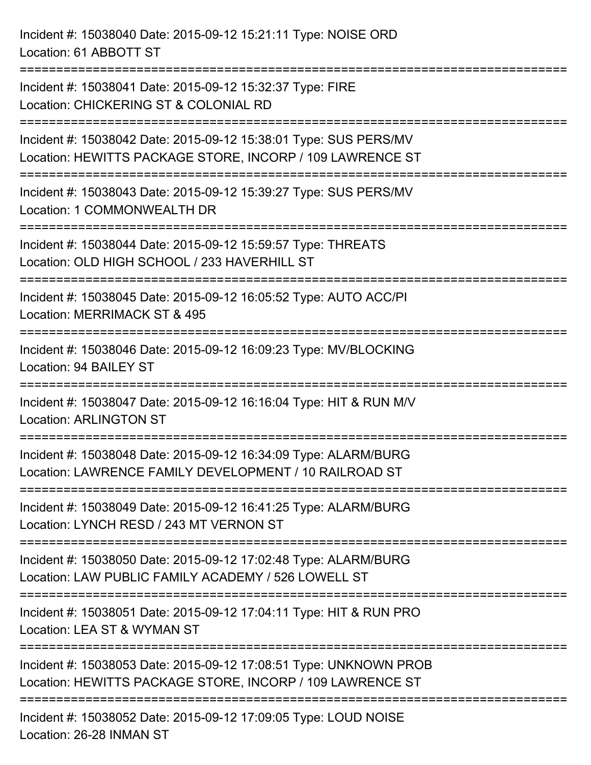Incident #: 15038040 Date: 2015-09-12 15:21:11 Type: NOISE ORD
Location: 61 ABBOTT ST

===========================================================================

Incident #: 15038041 Date: 2015-09-12 15:32:37 Type: FIRE
Location: CHICKERING ST & COLONIAL RD

===========================================================================

Incident #: 15038042 Date: 2015-09-12 15:38:01 Type: SUS PERS/MV
Location: HEWITTS PACKAGE STORE, INCORP / 109 LAWRENCE ST

===========================================================================

Incident #: 15038043 Date: 2015-09-12 15:39:27 Type: SUS PERS/MV
Location: 1 COMMONWEALTH DR

===========================================================================

Incident #: 15038044 Date: 2015-09-12 15:59:57 Type: THREATS
Location: OLD HIGH SCHOOL / 233 HAVERHILL ST

===========================================================================

Incident #: 15038045 Date: 2015-09-12 16:05:52 Type: AUTO ACC/PI
Location: MERRIMACK ST & 495

===========================================================================

Incident #: 15038046 Date: 2015-09-12 16:09:23 Type: MV/BLOCKING
Location: 94 BAILEY ST

===========================================================================

Incident #: 15038047 Date: 2015-09-12 16:16:04 Type: HIT & RUN M/V
Location: ARLINGTON ST

===========================================================================

Incident #: 15038048 Date: 2015-09-12 16:34:09 Type: ALARM/BURG
Location: LAWRENCE FAMILY DEVELOPMENT / 10 RAILROAD ST

===========================================================================

Incident #: 15038049 Date: 2015-09-12 16:41:25 Type: ALARM/BURG
Location: LYNCH RESD / 243 MT VERNON ST

===========================================================================

Incident #: 15038050 Date: 2015-09-12 17:02:48 Type: ALARM/BURG
Location: LAW PUBLIC FAMILY ACADEMY / 526 LOWELL ST

===========================================================================

Incident #: 15038051 Date: 2015-09-12 17:04:11 Type: HIT & RUN PRO
Location: LEA ST & WYMAN ST

===========================================================================

Incident #: 15038053 Date: 2015-09-12 17:08:51 Type: UNKNOWN PROB
Location: HEWITTS PACKAGE STORE, INCORP / 109 LAWRENCE ST

===========================================================================

Incident #: 15038052 Date: 2015-09-12 17:09:05 Type: LOUD NOISE
Location: 26-28 INMAN ST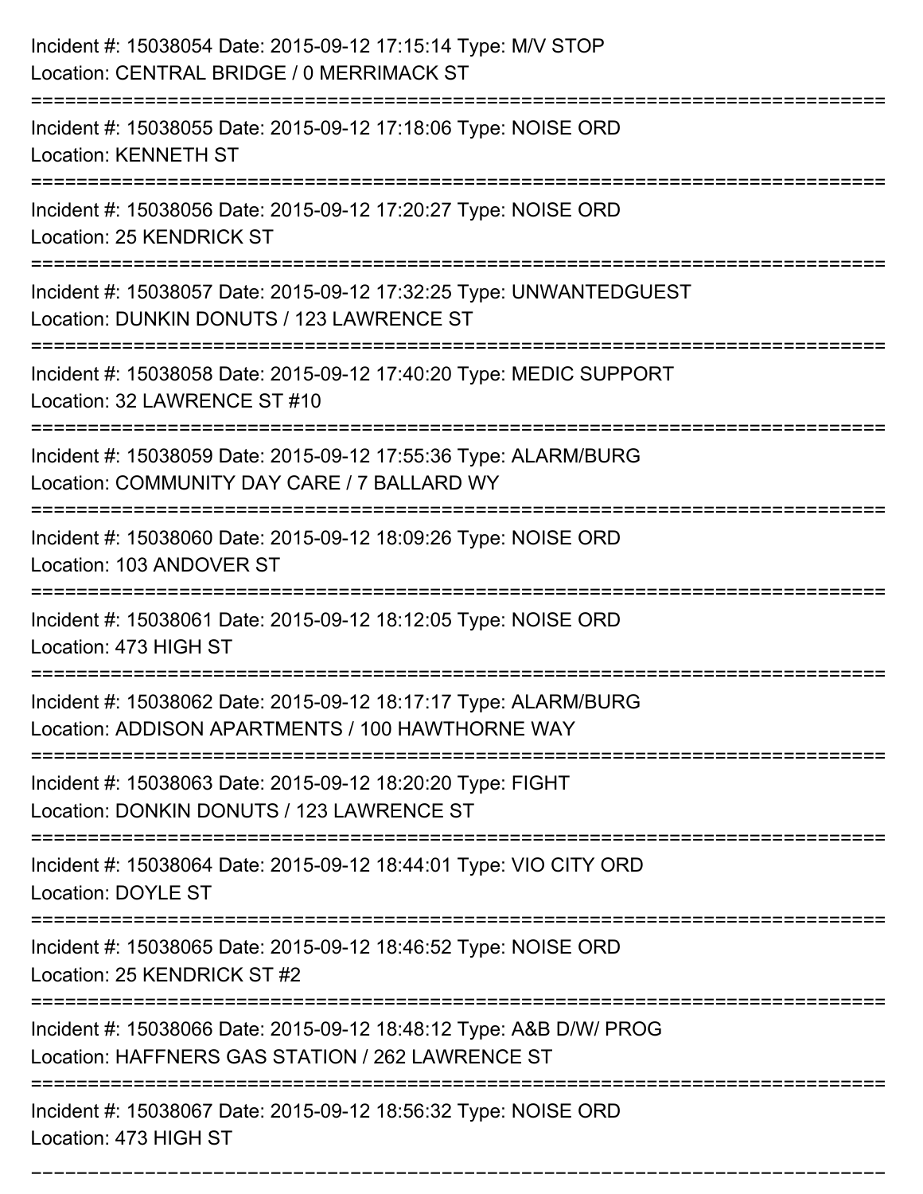Incident #: 15038054 Date: 2015-09-12 17:15:14 Type: M/V STOP
Location: CENTRAL BRIDGE / 0 MERRIMACK ST

===========================================================================

Incident #: 15038055 Date: 2015-09-12 17:18:06 Type: NOISE ORD
Location: KENNETH ST

===========================================================================

Incident #: 15038056 Date: 2015-09-12 17:20:27 Type: NOISE ORD
Location: 25 KENDRICK ST

===========================================================================

Incident #: 15038057 Date: 2015-09-12 17:32:25 Type: UNWANTEDGUEST
Location: DUNKIN DONUTS / 123 LAWRENCE ST

===========================================================================

Incident #: 15038058 Date: 2015-09-12 17:40:20 Type: MEDIC SUPPORT
Location: 32 LAWRENCE ST #10

===========================================================================

Incident #: 15038059 Date: 2015-09-12 17:55:36 Type: ALARM/BURG
Location: COMMUNITY DAY CARE / 7 BALLARD WY

===========================================================================

Incident #: 15038060 Date: 2015-09-12 18:09:26 Type: NOISE ORD
Location: 103 ANDOVER ST

===========================================================================

Incident #: 15038061 Date: 2015-09-12 18:12:05 Type: NOISE ORD
Location: 473 HIGH ST

===========================================================================

Incident #: 15038062 Date: 2015-09-12 18:17:17 Type: ALARM/BURG
Location: ADDISON APARTMENTS / 100 HAWTHORNE WAY

===========================================================================

Incident #: 15038063 Date: 2015-09-12 18:20:20 Type: FIGHT
Location: DONKIN DONUTS / 123 LAWRENCE ST

===========================================================================

Incident #: 15038064 Date: 2015-09-12 18:44:01 Type: VIO CITY ORD
Location: DOYLE ST

===========================================================================

Incident #: 15038065 Date: 2015-09-12 18:46:52 Type: NOISE ORD
Location: 25 KENDRICK ST #2

===========================================================================

Incident #: 15038066 Date: 2015-09-12 18:48:12 Type: A&B D/W/ PROG
Location: HAFFNERS GAS STATION / 262 LAWRENCE ST

===========================================================================

Incident #: 15038067 Date: 2015-09-12 18:56:32 Type: NOISE ORD
Location: 473 HIGH ST

===========================================================================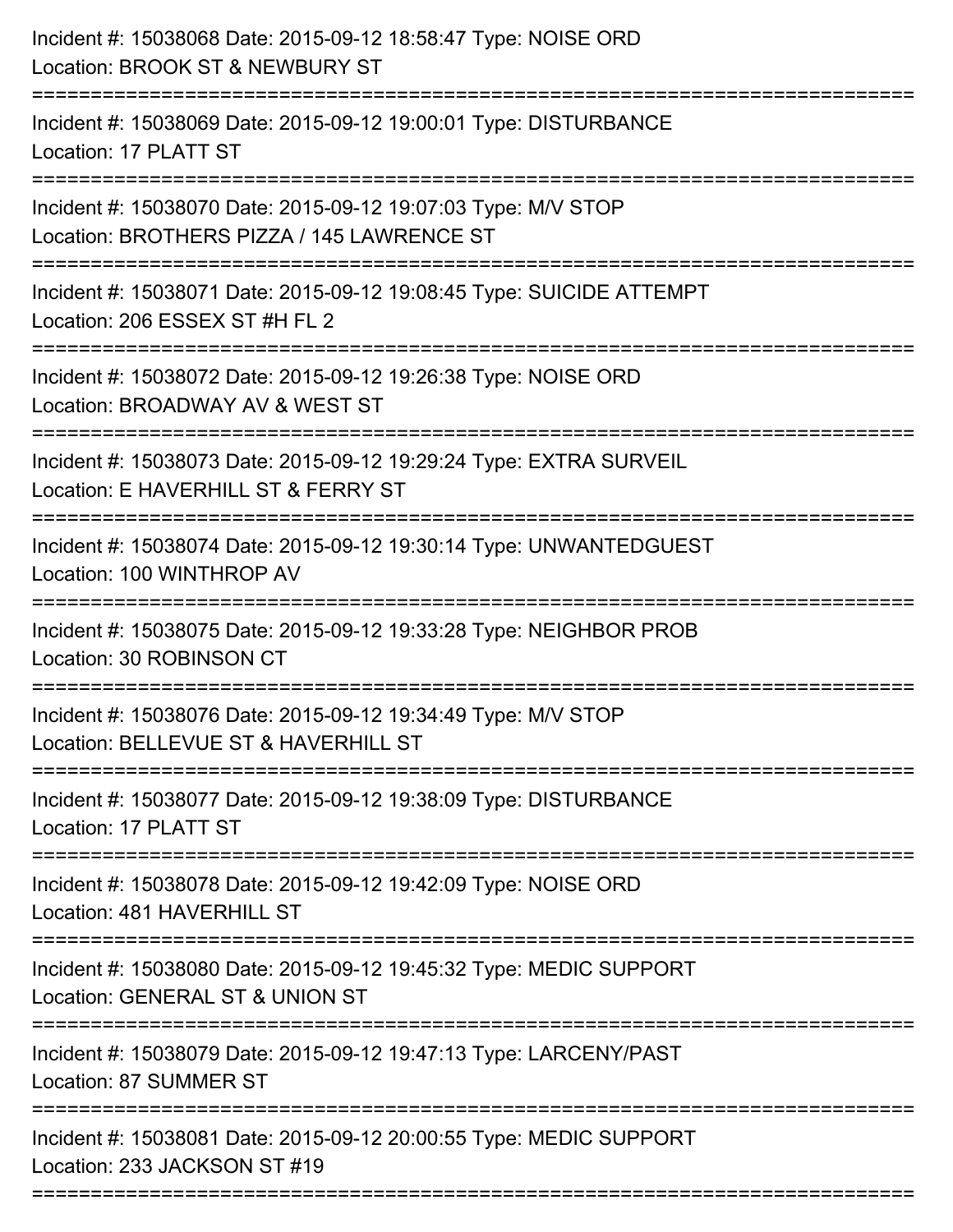Incident #: 15038068 Date: 2015-09-12 18:58:47 Type: NOISE ORD
Location: BROOK ST & NEWBURY ST

===========================================================================

Incident #: 15038069 Date: 2015-09-12 19:00:01 Type: DISTURBANCE
Location: 17 PLATT ST

===========================================================================

Incident #: 15038070 Date: 2015-09-12 19:07:03 Type: M/V STOP
Location: BROTHERS PIZZA / 145 LAWRENCE ST

===========================================================================

Incident #: 15038071 Date: 2015-09-12 19:08:45 Type: SUICIDE ATTEMPT
Location: 206 ESSEX ST #H FL 2

===========================================================================

Incident #: 15038072 Date: 2015-09-12 19:26:38 Type: NOISE ORD
Location: BROADWAY AV & WEST ST

===========================================================================

Incident #: 15038073 Date: 2015-09-12 19:29:24 Type: EXTRA SURVEIL
Location: E HAVERHILL ST & FERRY ST

===========================================================================

Incident #: 15038074 Date: 2015-09-12 19:30:14 Type: UNWANTEDGUEST
Location: 100 WINTHROP AV

===========================================================================

Incident #: 15038075 Date: 2015-09-12 19:33:28 Type: NEIGHBOR PROB
Location: 30 ROBINSON CT

===========================================================================

Incident #: 15038076 Date: 2015-09-12 19:34:49 Type: M/V STOP
Location: BELLEVUE ST & HAVERHILL ST

===========================================================================

Incident #: 15038077 Date: 2015-09-12 19:38:09 Type: DISTURBANCE
Location: 17 PLATT ST

===========================================================================

Incident #: 15038078 Date: 2015-09-12 19:42:09 Type: NOISE ORD
Location: 481 HAVERHILL ST

===========================================================================

Incident #: 15038080 Date: 2015-09-12 19:45:32 Type: MEDIC SUPPORT
Location: GENERAL ST & UNION ST

===========================================================================

Incident #: 15038079 Date: 2015-09-12 19:47:13 Type: LARCENY/PAST
Location: 87 SUMMER ST

===========================================================================

Incident #: 15038081 Date: 2015-09-12 20:00:55 Type: MEDIC SUPPORT
Location: 233 JACKSON ST #19

===========================================================================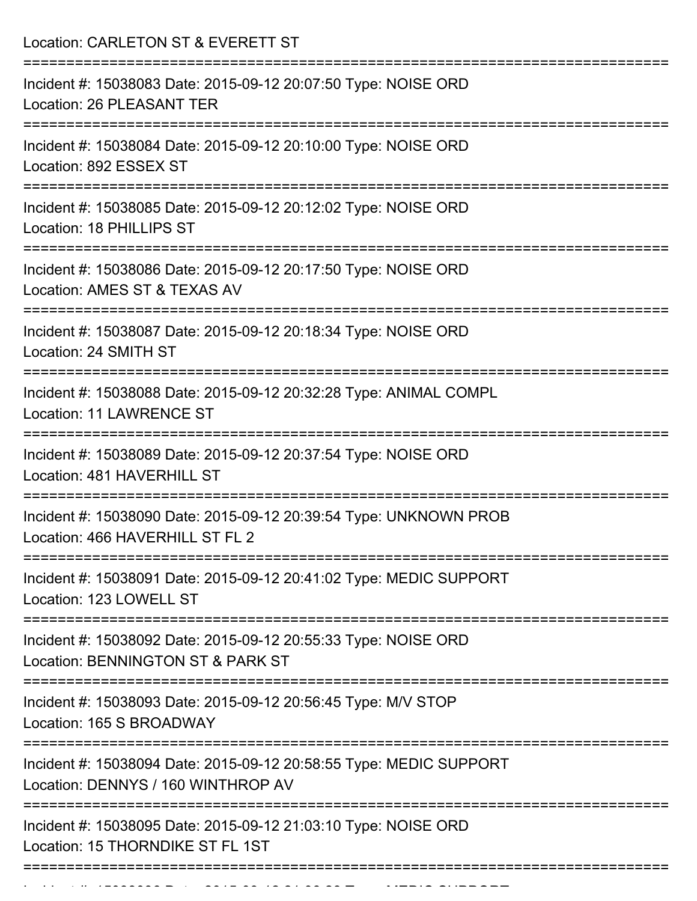Location: CARLETON ST & EVERETT ST

===========================================================================

Incident #: 15038083 Date: 2015-09-12 20:07:50 Type: NOISE ORD

Location: 26 PLEASANT TER

===========================================================================

Incident #: 15038084 Date: 2015-09-12 20:10:00 Type: NOISE ORD

Location: 892 ESSEX ST

===========================================================================

Incident #: 15038085 Date: 2015-09-12 20:12:02 Type: NOISE ORD

Location: 18 PHILLIPS ST

===========================================================================

Incident #: 15038086 Date: 2015-09-12 20:17:50 Type: NOISE ORD

Location: AMES ST & TEXAS AV

===========================================================================

Incident #: 15038087 Date: 2015-09-12 20:18:34 Type: NOISE ORD

Location: 24 SMITH ST

===========================================================================

Incident #: 15038088 Date: 2015-09-12 20:32:28 Type: ANIMAL COMPL

Location: 11 LAWRENCE ST

===========================================================================

Incident #: 15038089 Date: 2015-09-12 20:37:54 Type: NOISE ORD

Location: 481 HAVERHILL ST

===========================================================================

Incident #: 15038090 Date: 2015-09-12 20:39:54 Type: UNKNOWN PROB

Location: 466 HAVERHILL ST FL 2

===========================================================================

Incident #: 15038091 Date: 2015-09-12 20:41:02 Type: MEDIC SUPPORT

Location: 123 LOWELL ST

===========================================================================

Incident #: 15038092 Date: 2015-09-12 20:55:33 Type: NOISE ORD

Location: BENNINGTON ST & PARK ST

===========================================================================

Incident #: 15038093 Date: 2015-09-12 20:56:45 Type: M/V STOP

Location: 165 S BROADWAY

===========================================================================

Incident #: 15038094 Date: 2015-09-12 20:58:55 Type: MEDIC SUPPORT

Location: DENNYS / 160 WINTHROP AV

===========================================================================

Incident #: 15038095 Date: 2015-09-12 21:03:10 Type: NOISE ORD

Location: 15 THORNDIKE ST FL 1ST

===========================================================================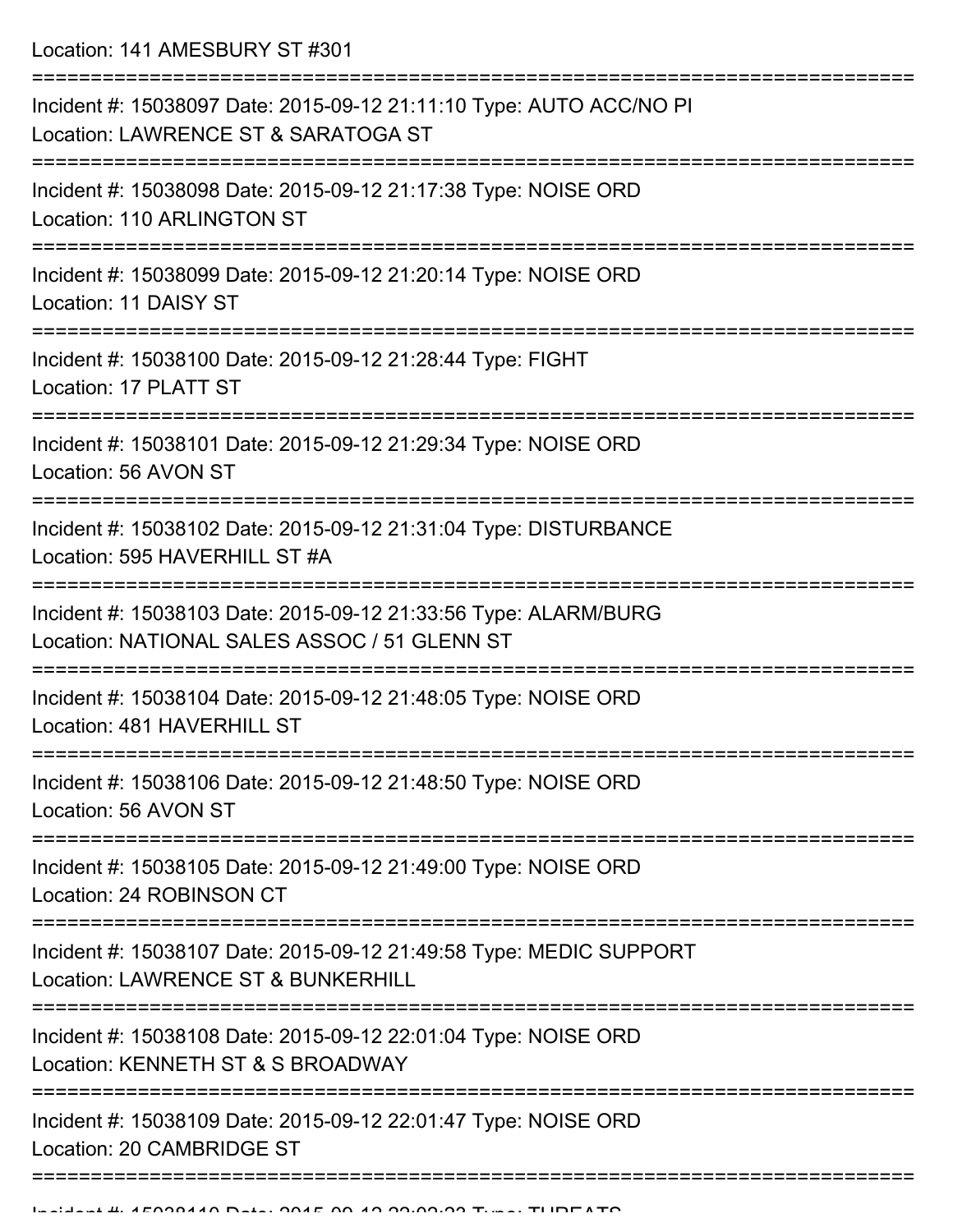Location: 141 AMESBURY ST #301

===========================================================================

Incident #: 15038097 Date: 2015-09-12 21:11:10 Type: AUTO ACC/NO PI
Location: LAWRENCE ST & SARATOGA ST

===========================================================================

Incident #: 15038098 Date: 2015-09-12 21:17:38 Type: NOISE ORD
Location: 110 ARLINGTON ST

===========================================================================

Incident #: 15038099 Date: 2015-09-12 21:20:14 Type: NOISE ORD
Location: 11 DAISY ST

===========================================================================

Incident #: 15038100 Date: 2015-09-12 21:28:44 Type: FIGHT
Location: 17 PLATT ST

===========================================================================

Incident #: 15038101 Date: 2015-09-12 21:29:34 Type: NOISE ORD
Location: 56 AVON ST

===========================================================================

Incident #: 15038102 Date: 2015-09-12 21:31:04 Type: DISTURBANCE
Location: 595 HAVERHILL ST #A

===========================================================================

Incident #: 15038103 Date: 2015-09-12 21:33:56 Type: ALARM/BURG
Location: NATIONAL SALES ASSOC / 51 GLENN ST

===========================================================================

Incident #: 15038104 Date: 2015-09-12 21:48:05 Type: NOISE ORD
Location: 481 HAVERHILL ST

===========================================================================

Incident #: 15038106 Date: 2015-09-12 21:48:50 Type: NOISE ORD
Location: 56 AVON ST

===========================================================================

Incident #: 15038105 Date: 2015-09-12 21:49:00 Type: NOISE ORD
Location: 24 ROBINSON CT

===========================================================================

Incident #: 15038107 Date: 2015-09-12 21:49:58 Type: MEDIC SUPPORT
Location: LAWRENCE ST & BUNKERHILL

===========================================================================

Incident #: 15038108 Date: 2015-09-12 22:01:04 Type: NOISE ORD
Location: KENNETH ST & S BROADWAY

===========================================================================

Incident #: 15038109 Date: 2015-09-12 22:01:47 Type: NOISE ORD
Location: 20 CAMBRIDGE ST

===========================================================================

Incident #: 15038110 Date: 2015-09-12 22:03:23 Type: THREATS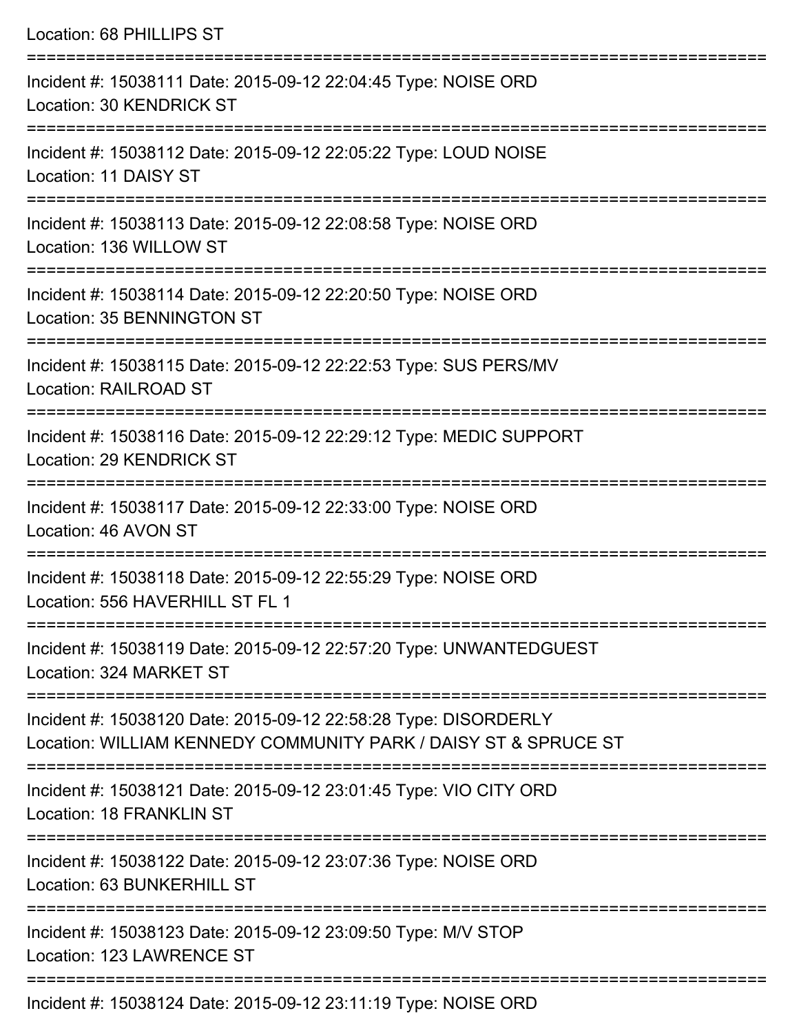Location: 68 PHILLIPS ST

===========================================================================

Incident #: 15038111 Date: 2015-09-12 22:04:45 Type: NOISE ORD
Location: 30 KENDRICK ST

===========================================================================

Incident #: 15038112 Date: 2015-09-12 22:05:22 Type: LOUD NOISE
Location: 11 DAISY ST

===========================================================================

Incident #: 15038113 Date: 2015-09-12 22:08:58 Type: NOISE ORD
Location: 136 WILLOW ST

===========================================================================

Incident #: 15038114 Date: 2015-09-12 22:20:50 Type: NOISE ORD
Location: 35 BENNINGTON ST

===========================================================================

Incident #: 15038115 Date: 2015-09-12 22:22:53 Type: SUS PERS/MV
Location: RAILROAD ST

===========================================================================

Incident #: 15038116 Date: 2015-09-12 22:29:12 Type: MEDIC SUPPORT
Location: 29 KENDRICK ST

===========================================================================

Incident #: 15038117 Date: 2015-09-12 22:33:00 Type: NOISE ORD
Location: 46 AVON ST

===========================================================================

Incident #: 15038118 Date: 2015-09-12 22:55:29 Type: NOISE ORD
Location: 556 HAVERHILL ST FL 1

===========================================================================

Incident #: 15038119 Date: 2015-09-12 22:57:20 Type: UNWANTEDGUEST
Location: 324 MARKET ST

===========================================================================

Incident #: 15038120 Date: 2015-09-12 22:58:28 Type: DISORDERLY
Location: WILLIAM KENNEDY COMMUNITY PARK / DAISY ST & SPRUCE ST

===========================================================================

Incident #: 15038121 Date: 2015-09-12 23:01:45 Type: VIO CITY ORD
Location: 18 FRANKLIN ST

===========================================================================

Incident #: 15038122 Date: 2015-09-12 23:07:36 Type: NOISE ORD
Location: 63 BUNKERHILL ST

===========================================================================

Incident #: 15038123 Date: 2015-09-12 23:09:50 Type: M/V STOP
Location: 123 LAWRENCE ST

===========================================================================

Incident #: 15038124 Date: 2015-09-12 23:11:19 Type: NOISE ORD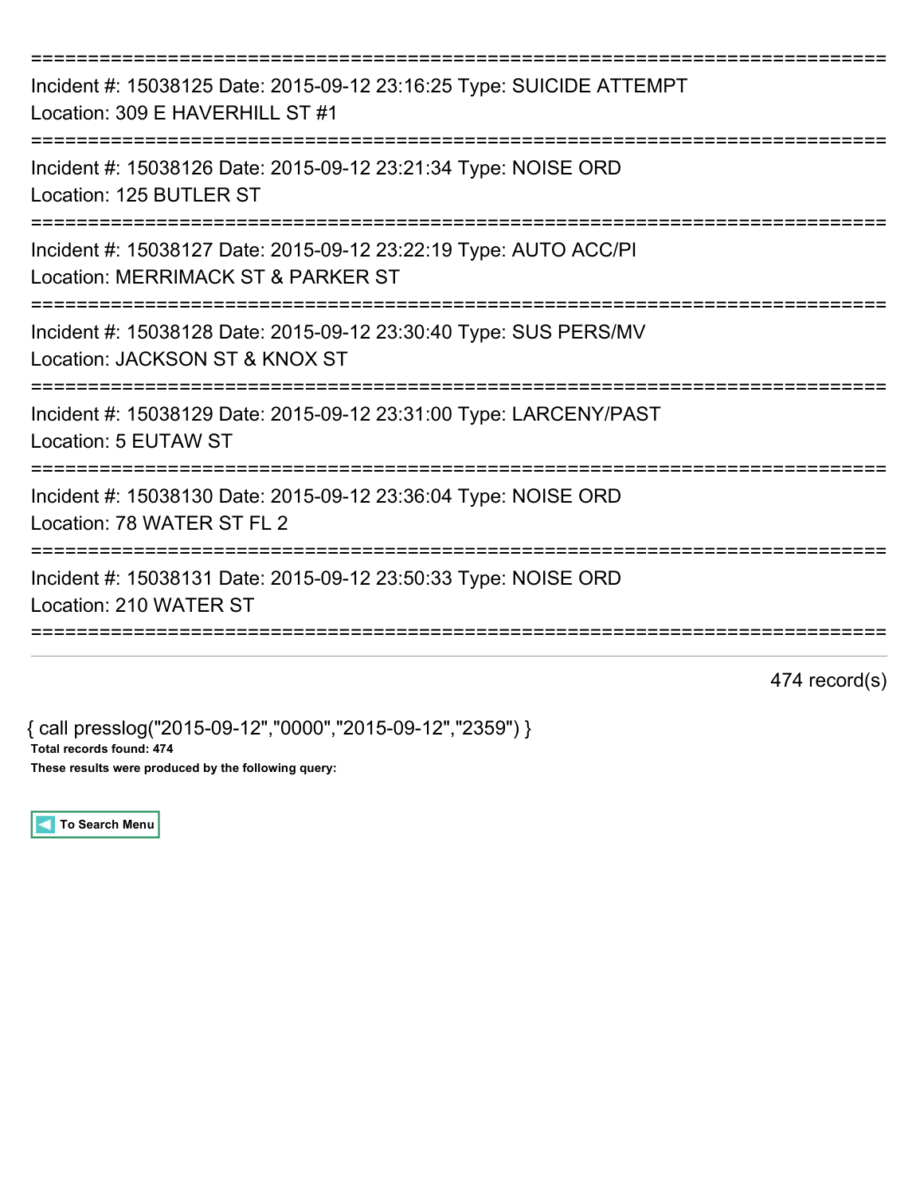===========================================================================

Incident #: 15038125 Date: 2015-09-12 23:16:25 Type: SUICIDE ATTEMPT
Location: 309 E HAVERHILL ST #1

===========================================================================

Incident #: 15038126 Date: 2015-09-12 23:21:34 Type: NOISE ORD
Location: 125 BUTLER ST

===========================================================================

Incident #: 15038127 Date: 2015-09-12 23:22:19 Type: AUTO ACC/PI
Location: MERRIMACK ST & PARKER ST

===========================================================================

Incident #: 15038128 Date: 2015-09-12 23:30:40 Type: SUS PERS/MV
Location: JACKSON ST & KNOX ST

===========================================================================

Incident #: 15038129 Date: 2015-09-12 23:31:00 Type: LARCENY/PAST
Location: 5 EUTAW ST

===========================================================================

Incident #: 15038130 Date: 2015-09-12 23:36:04 Type: NOISE ORD
Location: 78 WATER ST FL 2

===========================================================================

Incident #: 15038131 Date: 2015-09-12 23:50:33 Type: NOISE ORD
Location: 210 WATER ST

===========================================================================

474 record(s)

{ call presslog("2015-09-12","0000","2015-09-12","2359") }

**Total records found: 474**

**These results were produced by the following query:**

To Search Menu